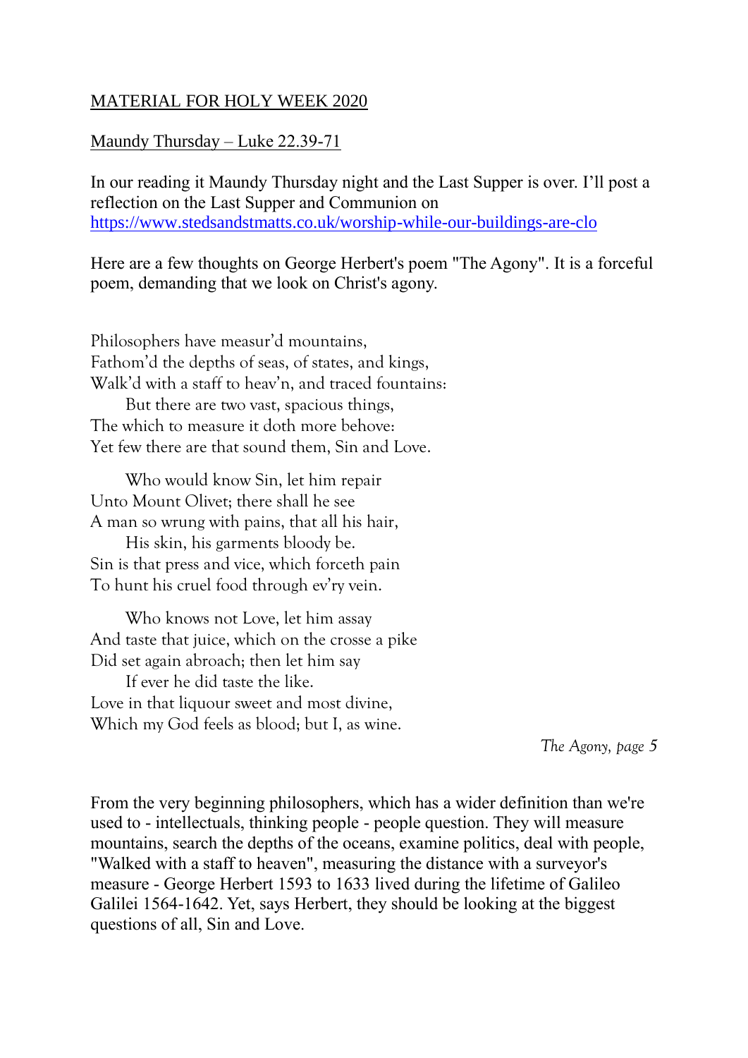MATERIAL FOR HOLY WEEK 2020

Maundy Thursday – Luke 22.39-71

In our reading it Maundy Thursday night and the Last Supper is over. I'll post a reflection on the Last Supper and Communion on https://www.stedsandstmatts.co.uk/worship-while-our-buildings-are-clo

Here are a few thoughts on George Herbert's poem "The Agony". It is a forceful poem, demanding that we look on Christ's agony.

Philosophers have measur'd mountains,  
Fathom'd the depths of seas, of states, and kings,  
Walk'd with a staff to heav'n, and traced fountains:  
    But there are two vast, spacious things,  
The which to measure it doth more behove:  
Yet few there are that sound them, Sin and Love.

    Who would know Sin, let him repair  
Unto Mount Olivet; there shall he see  
A man so wrung with pains, that all his hair,  
    His skin, his garments bloody be.  
Sin is that press and vice, which forceth pain  
To hunt his cruel food through ev'ry vein.

    Who knows not Love, let him assay  
And taste that juice, which on the crosse a pike  
Did set again abroach; then let him say  
    If ever he did taste the like.  
Love in that liquour sweet and most divine,  
Which my God feels as blood; but I, as wine.

*The Agony, page 5*

From the very beginning philosophers, which has a wider definition than we're used to - intellectuals, thinking people - people question. They will measure mountains, search the depths of the oceans, examine politics, deal with people, "Walked with a staff to heaven", measuring the distance with a surveyor's measure - George Herbert 1593 to 1633 lived during the lifetime of Galileo Galilei 1564-1642. Yet, says Herbert, they should be looking at the biggest questions of all, Sin and Love.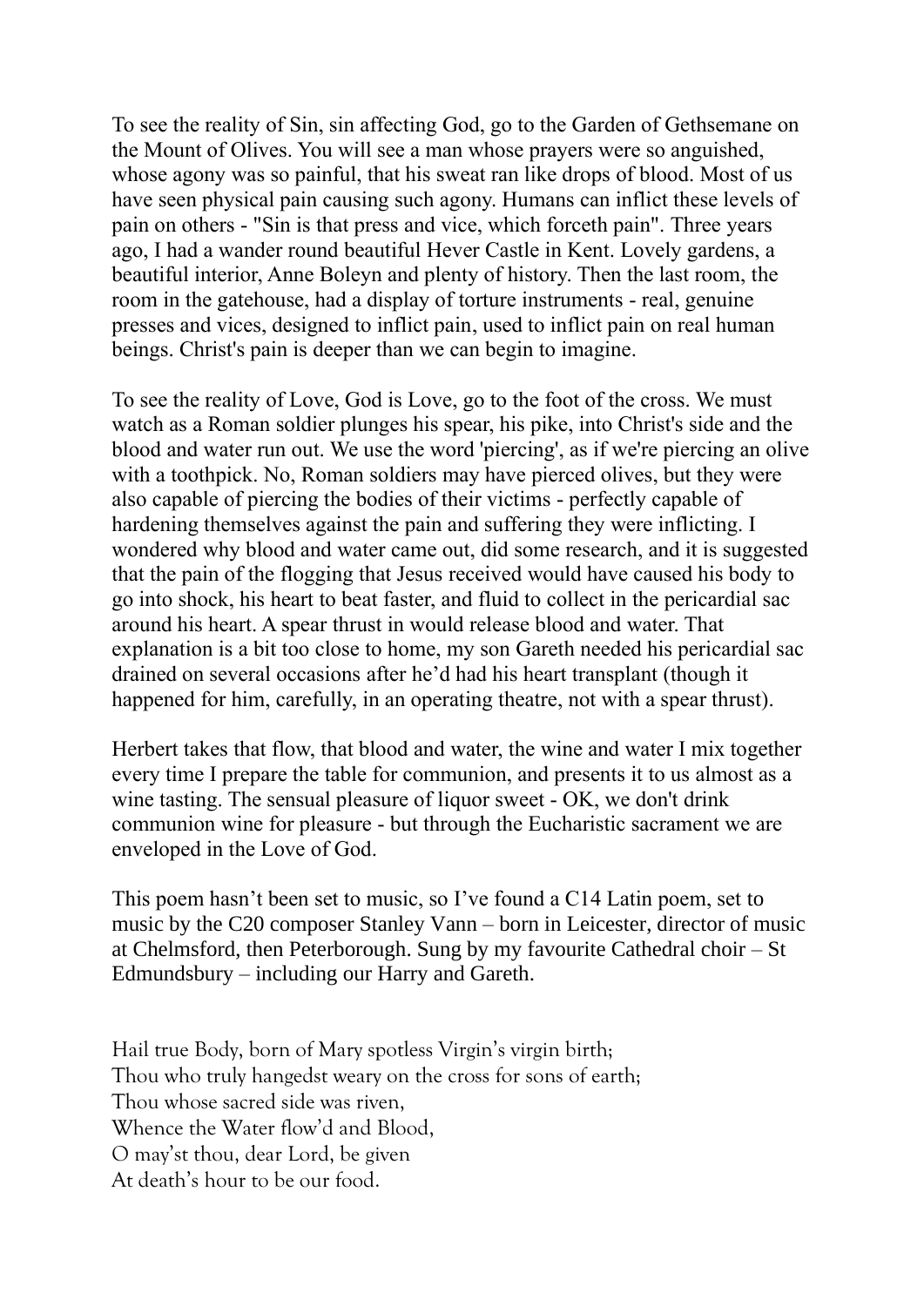To see the reality of Sin, sin affecting God, go to the Garden of Gethsemane on the Mount of Olives. You will see a man whose prayers were so anguished, whose agony was so painful, that his sweat ran like drops of blood. Most of us have seen physical pain causing such agony. Humans can inflict these levels of pain on others - "Sin is that press and vice, which forceth pain". Three years ago, I had a wander round beautiful Hever Castle in Kent. Lovely gardens, a beautiful interior, Anne Boleyn and plenty of history. Then the last room, the room in the gatehouse, had a display of torture instruments - real, genuine presses and vices, designed to inflict pain, used to inflict pain on real human beings. Christ's pain is deeper than we can begin to imagine.

To see the reality of Love, God is Love, go to the foot of the cross. We must watch as a Roman soldier plunges his spear, his pike, into Christ's side and the blood and water run out. We use the word 'piercing', as if we're piercing an olive with a toothpick. No, Roman soldiers may have pierced olives, but they were also capable of piercing the bodies of their victims - perfectly capable of hardening themselves against the pain and suffering they were inflicting. I wondered why blood and water came out, did some research, and it is suggested that the pain of the flogging that Jesus received would have caused his body to go into shock, his heart to beat faster, and fluid to collect in the pericardial sac around his heart. A spear thrust in would release blood and water. That explanation is a bit too close to home, my son Gareth needed his pericardial sac drained on several occasions after he'd had his heart transplant (though it happened for him, carefully, in an operating theatre, not with a spear thrust).

Herbert takes that flow, that blood and water, the wine and water I mix together every time I prepare the table for communion, and presents it to us almost as a wine tasting. The sensual pleasure of liquor sweet - OK, we don't drink communion wine for pleasure - but through the Eucharistic sacrament we are enveloped in the Love of God.

This poem hasn't been set to music, so I've found a C14 Latin poem, set to music by the C20 composer Stanley Vann – born in Leicester, director of music at Chelmsford, then Peterborough. Sung by my favourite Cathedral choir – St Edmundsbury – including our Harry and Gareth.

Hail true Body, born of Mary spotless Virgin's virgin birth;
Thou who truly hangedst weary on the cross for sons of earth;
Thou whose sacred side was riven,
Whence the Water flow'd and Blood,
O may'st thou, dear Lord, be given
At death's hour to be our food.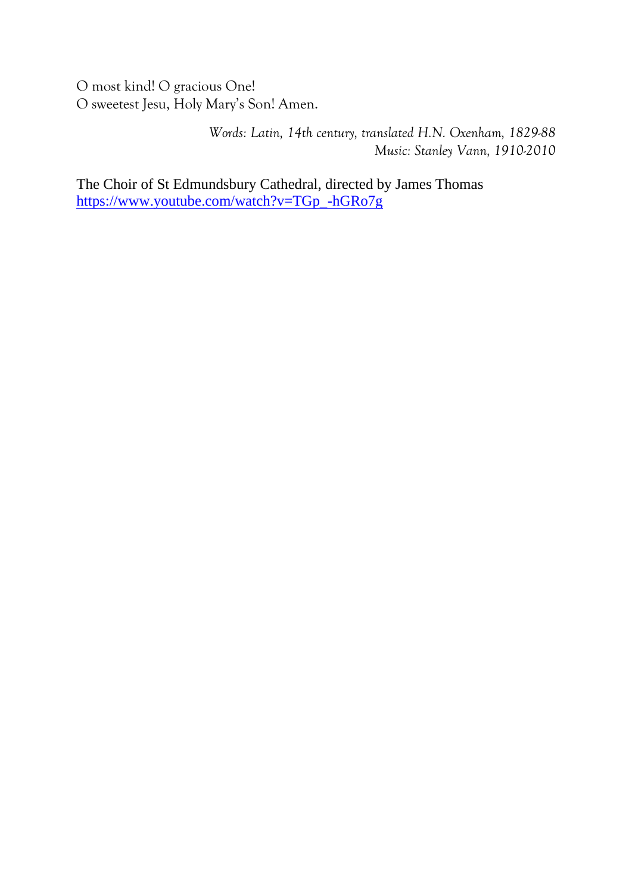O most kind! O gracious One!
O sweetest Jesu, Holy Mary's Son! Amen.

*Words: Latin, 14th century, translated H.N. Oxenham, 1829-88*
*Music: Stanley Vann, 1910-2010*

The Choir of St Edmundsbury Cathedral, directed by James Thomas
https://www.youtube.com/watch?v=TGp_-hGRo7g